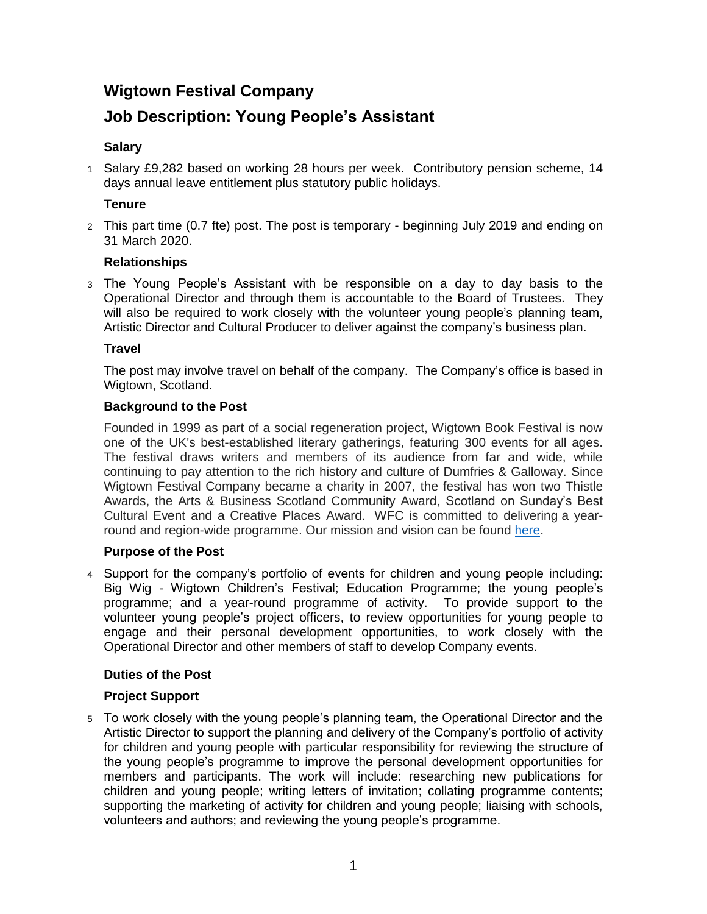# Wigtown Festival Company

## Job Description: Young People's Assistant

### Salary

1 Salary £9,282 based on working 28 hours per week. Contributory pension scheme, 14 days annual leave entitlement plus statutory public holidays.

### Tenure

2 This part time (0.7 fte) post. The post is temporary - beginning July 2019 and ending on 31 March 2020.

### Relationships

3 The Young People's Assistant with be responsible on a day to day basis to the Operational Director and through them is accountable to the Board of Trustees. They will also be required to work closely with the volunteer young people's planning team, Artistic Director and Cultural Producer to deliver against the company's business plan.

### Travel

The post may involve travel on behalf of the company. The Company's office is based in Wigtown, Scotland.

### Background to the Post

Founded in 1999 as part of a social regeneration project, Wigtown Book Festival is now one of the UK's best-established literary gatherings, featuring 300 events for all ages. The festival draws writers and members of its audience from far and wide, while continuing to pay attention to the rich history and culture of Dumfries & Galloway. Since Wigtown Festival Company became a charity in 2007, the festival has won two Thistle Awards, the Arts & Business Scotland Community Award, Scotland on Sunday's Best Cultural Event and a Creative Places Award. WFC is committed to delivering a year-round and region-wide programme. Our mission and vision can be found here.

### Purpose of the Post

4 Support for the company's portfolio of events for children and young people including: Big Wig - Wigtown Children's Festival; Education Programme; the young people's programme; and a year-round programme of activity. To provide support to the volunteer young people's project officers, to review opportunities for young people to engage and their personal development opportunities, to work closely with the Operational Director and other members of staff to develop Company events.

### Duties of the Post

### Project Support

5 To work closely with the young people's planning team, the Operational Director and the Artistic Director to support the planning and delivery of the Company's portfolio of activity for children and young people with particular responsibility for reviewing the structure of the young people's programme to improve the personal development opportunities for members and participants. The work will include: researching new publications for children and young people; writing letters of invitation; collating programme contents; supporting the marketing of activity for children and young people; liaising with schools, volunteers and authors; and reviewing the young people's programme.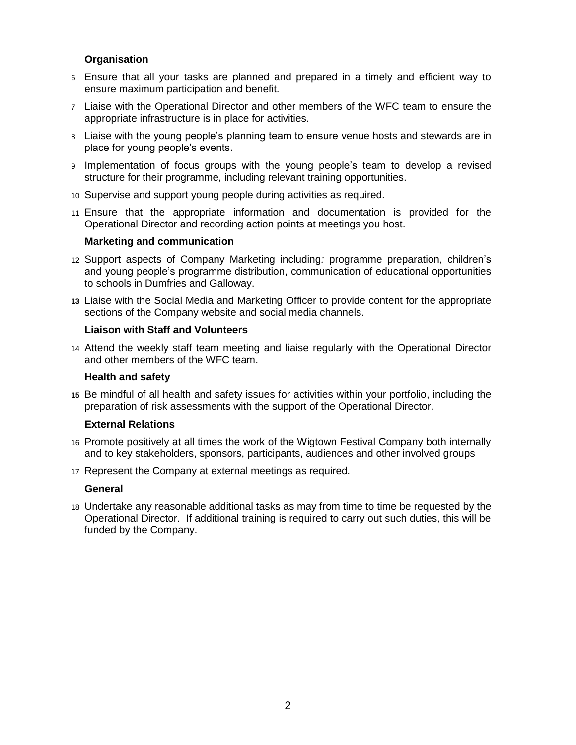**Organisation**

6 Ensure that all your tasks are planned and prepared in a timely and efficient way to ensure maximum participation and benefit.

7 Liaise with the Operational Director and other members of the WFC team to ensure the appropriate infrastructure is in place for activities.

8 Liaise with the young people's planning team to ensure venue hosts and stewards are in place for young people's events.

9 Implementation of focus groups with the young people's team to develop a revised structure for their programme, including relevant training opportunities.

10 Supervise and support young people during activities as required.

11 Ensure that the appropriate information and documentation is provided for the Operational Director and recording action points at meetings you host.

**Marketing and communication**

12 Support aspects of Company Marketing including*:* programme preparation, children's and young people's programme distribution, communication of educational opportunities to schools in Dumfries and Galloway.

**13** Liaise with the Social Media and Marketing Officer to provide content for the appropriate sections of the Company website and social media channels.

**Liaison with Staff and Volunteers**

14 Attend the weekly staff team meeting and liaise regularly with the Operational Director and other members of the WFC team.

**Health and safety**

**15** Be mindful of all health and safety issues for activities within your portfolio, including the preparation of risk assessments with the support of the Operational Director.

**External Relations**

16 Promote positively at all times the work of the Wigtown Festival Company both internally and to key stakeholders, sponsors, participants, audiences and other involved groups

17 Represent the Company at external meetings as required.

**General**

18 Undertake any reasonable additional tasks as may from time to time be requested by the Operational Director. If additional training is required to carry out such duties, this will be funded by the Company.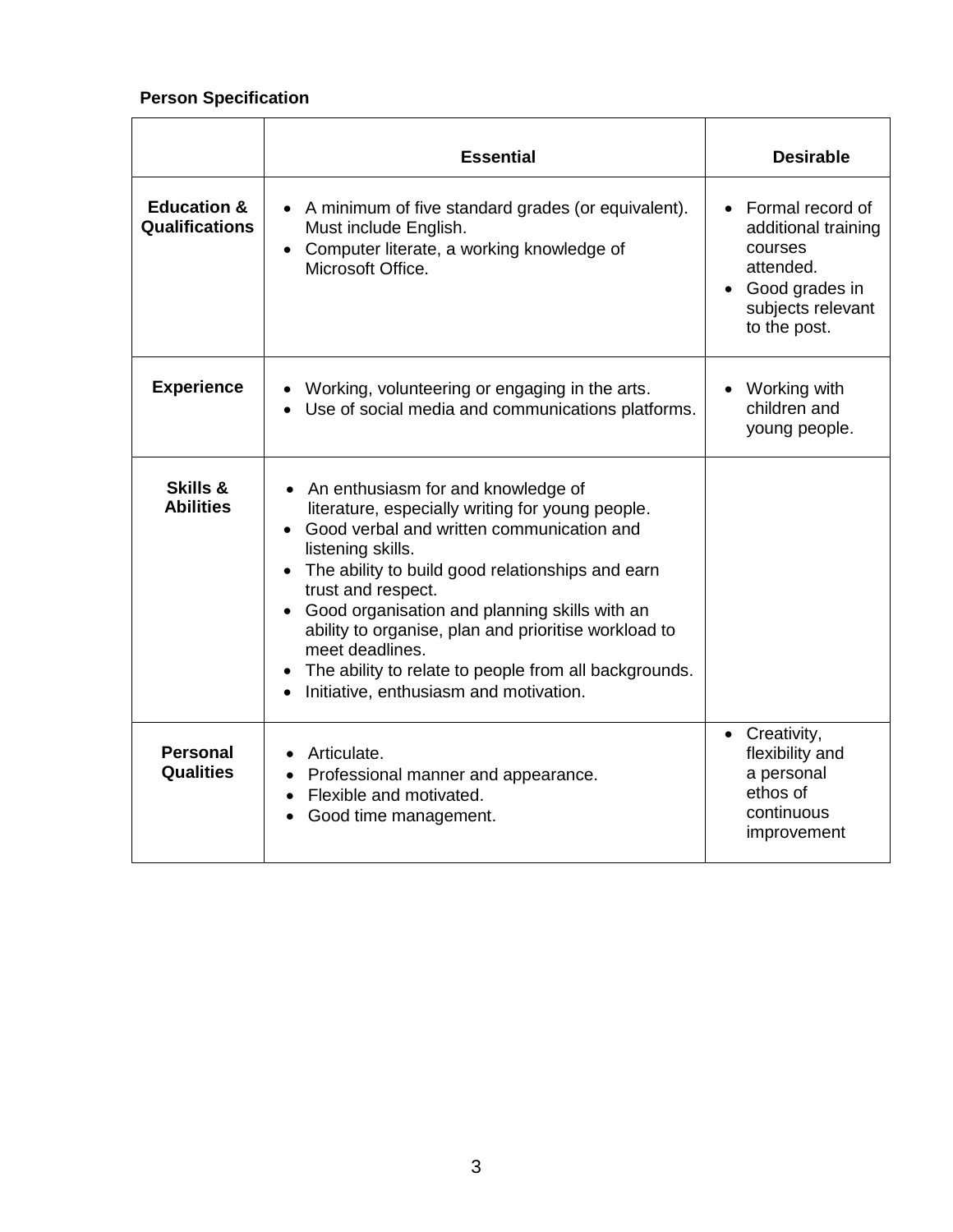**Person Specification**

| | Essential | Desirable |
|---|---|---|
| **Education & Qualifications** | • A minimum of five standard grades (or equivalent). Must include English.<br>• Computer literate, a working knowledge of Microsoft Office. | • Formal record of additional training courses attended.<br>• Good grades in subjects relevant to the post. |
| **Experience** | • Working, volunteering or engaging in the arts.<br>• Use of social media and communications platforms. | • Working with children and young people. |
| **Skills & Abilities** | • An enthusiasm for and knowledge of literature, especially writing for young people.<br>• Good verbal and written communication and listening skills.<br>• The ability to build good relationships and earn trust and respect.<br>• Good organisation and planning skills with an ability to organise, plan and prioritise workload to meet deadlines.<br>• The ability to relate to people from all backgrounds.<br>• Initiative, enthusiasm and motivation. | |
| **Personal Qualities** | • Articulate.<br>• Professional manner and appearance.<br>• Flexible and motivated.<br>• Good time management. | • Creativity, flexibility and a personal ethos of continuous improvement |